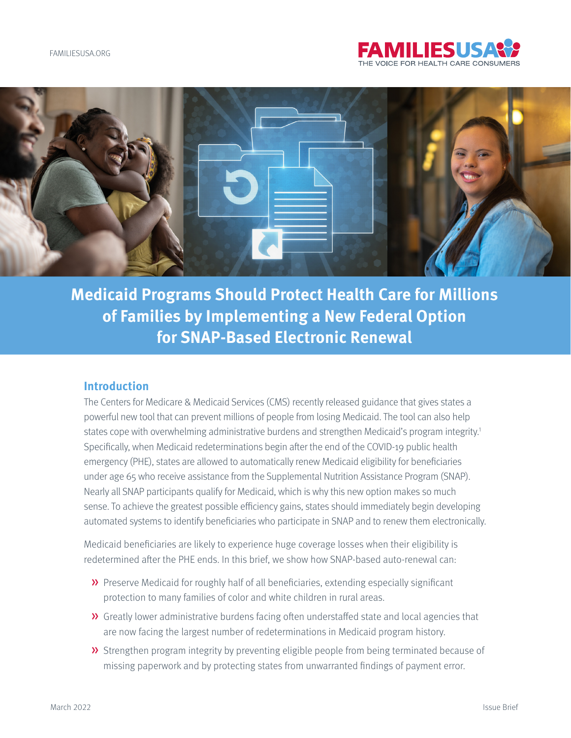# Medicaid Programs Should Protect Health Care for Millions of Families by Implementing a New Federal Option for SNAP-Based Electronic Renewal

## Introduction

The Centers for Medicare & Medicaid Services (CMS) recently released guidance that gives states a powerful new tool that can prevent millions of people from losing Medicaid. The tool can also help states cope with overwhelming administrative burdens and strengthen Medicaid's program integrity.[1] Specifically, when Medicaid redeterminations begin after the end of the COVID-19 public health emergency (PHE), states are allowed to automatically renew Medicaid eligibility for beneficiaries under age 65 who receive assistance from the Supplemental Nutrition Assistance Program (SNAP). Nearly all SNAP participants qualify for Medicaid, which is why this new option makes so much sense. To achieve the greatest possible efficiency gains, states should immediately begin developing automated systems to identify beneficiaries who participate in SNAP and to renew them electronically.

Medicaid beneficiaries are likely to experience huge coverage losses when their eligibility is redetermined after the PHE ends. In this brief, we show how SNAP-based auto-renewal can:

- Preserve Medicaid for roughly half of all beneficiaries, extending especially significant protection to many families of color and white children in rural areas.
- Greatly lower administrative burdens facing often understaffed state and local agencies that are now facing the largest number of redeterminations in Medicaid program history.
- Strengthen program integrity by preventing eligible people from being terminated because of missing paperwork and by protecting states from unwarranted findings of payment error.

March 2022 Issue Brief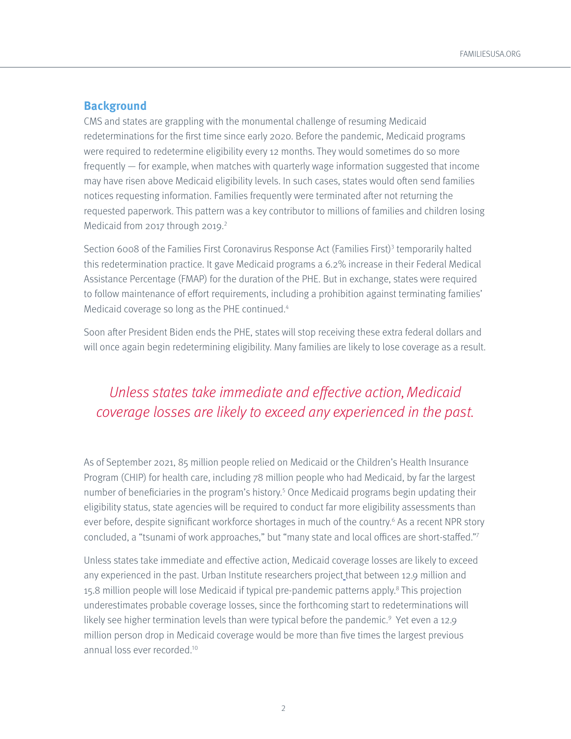## Background

CMS and states are grappling with the monumental challenge of resuming Medicaid redeterminations for the first time since early 2020. Before the pandemic, Medicaid programs were required to redetermine eligibility every 12 months. They would sometimes do so more frequently — for example, when matches with quarterly wage information suggested that income may have risen above Medicaid eligibility levels. In such cases, states would often send families notices requesting information. Families frequently were terminated after not returning the requested paperwork. This pattern was a key contributor to millions of families and children losing Medicaid from 2017 through 2019.[2]

Section 6008 of the Families First Coronavirus Response Act (Families First)[3] temporarily halted this redetermination practice. It gave Medicaid programs a 6.2% increase in their Federal Medical Assistance Percentage (FMAP) for the duration of the PHE. But in exchange, states were required to follow maintenance of effort requirements, including a prohibition against terminating families' Medicaid coverage so long as the PHE continued.[4]

Soon after President Biden ends the PHE, states will stop receiving these extra federal dollars and will once again begin redetermining eligibility. Many families are likely to lose coverage as a result.

*Unless states take immediate and effective action, Medicaid coverage losses are likely to exceed any experienced in the past.*

As of September 2021, 85 million people relied on Medicaid or the Children's Health Insurance Program (CHIP) for health care, including 78 million people who had Medicaid, by far the largest number of beneficiaries in the program's history.[5] Once Medicaid programs begin updating their eligibility status, state agencies will be required to conduct far more eligibility assessments than ever before, despite significant workforce shortages in much of the country.[6] As a recent NPR story concluded, a "tsunami of work approaches," but "many state and local offices are short-staffed."[7]

Unless states take immediate and effective action, Medicaid coverage losses are likely to exceed any experienced in the past. Urban Institute researchers project that between 12.9 million and 15.8 million people will lose Medicaid if typical pre-pandemic patterns apply.[8] This projection underestimates probable coverage losses, since the forthcoming start to redeterminations will likely see higher termination levels than were typical before the pandemic.[9] Yet even a 12.9 million person drop in Medicaid coverage would be more than five times the largest previous annual loss ever recorded.[10]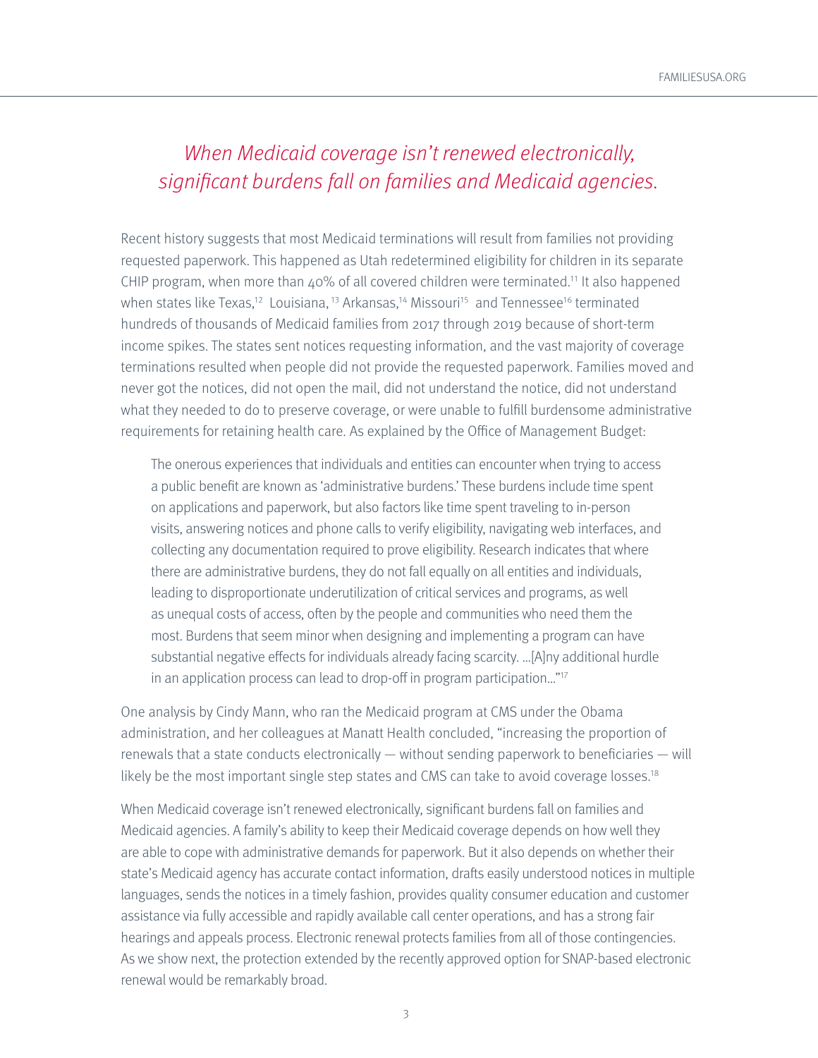*When Medicaid coverage isn't renewed electronically, significant burdens fall on families and Medicaid agencies.*

Recent history suggests that most Medicaid terminations will result from families not providing requested paperwork. This happened as Utah redetermined eligibility for children in its separate CHIP program, when more than 40% of all covered children were terminated.[11] It also happened when states like Texas,[12] Louisiana,[13] Arkansas,[14] Missouri[15] and Tennessee[16] terminated hundreds of thousands of Medicaid families from 2017 through 2019 because of short-term income spikes. The states sent notices requesting information, and the vast majority of coverage terminations resulted when people did not provide the requested paperwork. Families moved and never got the notices, did not open the mail, did not understand the notice, did not understand what they needed to do to preserve coverage, or were unable to fulfill burdensome administrative requirements for retaining health care. As explained by the Office of Management Budget:

> The onerous experiences that individuals and entities can encounter when trying to access a public benefit are known as 'administrative burdens.' These burdens include time spent on applications and paperwork, but also factors like time spent traveling to in-person visits, answering notices and phone calls to verify eligibility, navigating web interfaces, and collecting any documentation required to prove eligibility. Research indicates that where there are administrative burdens, they do not fall equally on all entities and individuals, leading to disproportionate underutilization of critical services and programs, as well as unequal costs of access, often by the people and communities who need them the most. Burdens that seem minor when designing and implementing a program can have substantial negative effects for individuals already facing scarcity. …[A]ny additional hurdle in an application process can lead to drop-off in program participation…"[17]

One analysis by Cindy Mann, who ran the Medicaid program at CMS under the Obama administration, and her colleagues at Manatt Health concluded, "increasing the proportion of renewals that a state conducts electronically — without sending paperwork to beneficiaries — will likely be the most important single step states and CMS can take to avoid coverage losses.[18]

When Medicaid coverage isn't renewed electronically, significant burdens fall on families and Medicaid agencies. A family's ability to keep their Medicaid coverage depends on how well they are able to cope with administrative demands for paperwork. But it also depends on whether their state's Medicaid agency has accurate contact information, drafts easily understood notices in multiple languages, sends the notices in a timely fashion, provides quality consumer education and customer assistance via fully accessible and rapidly available call center operations, and has a strong fair hearings and appeals process. Electronic renewal protects families from all of those contingencies. As we show next, the protection extended by the recently approved option for SNAP-based electronic renewal would be remarkably broad.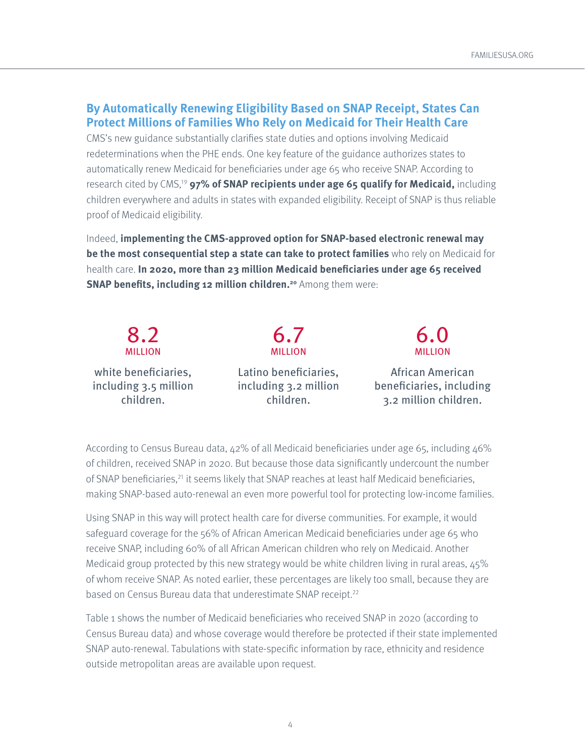## By Automatically Renewing Eligibility Based on SNAP Receipt, States Can Protect Millions of Families Who Rely on Medicaid for Their Health Care

CMS's new guidance substantially clarifies state duties and options involving Medicaid redeterminations when the PHE ends. One key feature of the guidance authorizes states to automatically renew Medicaid for beneficiaries under age 65 who receive SNAP. According to research cited by CMS,[19] **97% of SNAP recipients under age 65 qualify for Medicaid,** including children everywhere and adults in states with expanded eligibility. Receipt of SNAP is thus reliable proof of Medicaid eligibility.

Indeed, **implementing the CMS-approved option for SNAP-based electronic renewal may be the most consequential step a state can take to protect families** who rely on Medicaid for health care. **In 2020, more than 23 million Medicaid beneficiaries under age 65 received SNAP benefits, including 12 million children.[20]** Among them were:

**8.2 MILLION**
white beneficiaries, including 3.5 million children.

**6.7 MILLION**
Latino beneficiaries, including 3.2 million children.

**6.0 MILLION**
African American beneficiaries, including 3.2 million children.

According to Census Bureau data, 42% of all Medicaid beneficiaries under age 65, including 46% of children, received SNAP in 2020. But because those data significantly undercount the number of SNAP beneficiaries,[21] it seems likely that SNAP reaches at least half Medicaid beneficiaries, making SNAP-based auto-renewal an even more powerful tool for protecting low-income families.

Using SNAP in this way will protect health care for diverse communities. For example, it would safeguard coverage for the 56% of African American Medicaid beneficiaries under age 65 who receive SNAP, including 60% of all African American children who rely on Medicaid. Another Medicaid group protected by this new strategy would be white children living in rural areas, 45% of whom receive SNAP. As noted earlier, these percentages are likely too small, because they are based on Census Bureau data that underestimate SNAP receipt.[22]

Table 1 shows the number of Medicaid beneficiaries who received SNAP in 2020 (according to Census Bureau data) and whose coverage would therefore be protected if their state implemented SNAP auto-renewal. Tabulations with state-specific information by race, ethnicity and residence outside metropolitan areas are available upon request.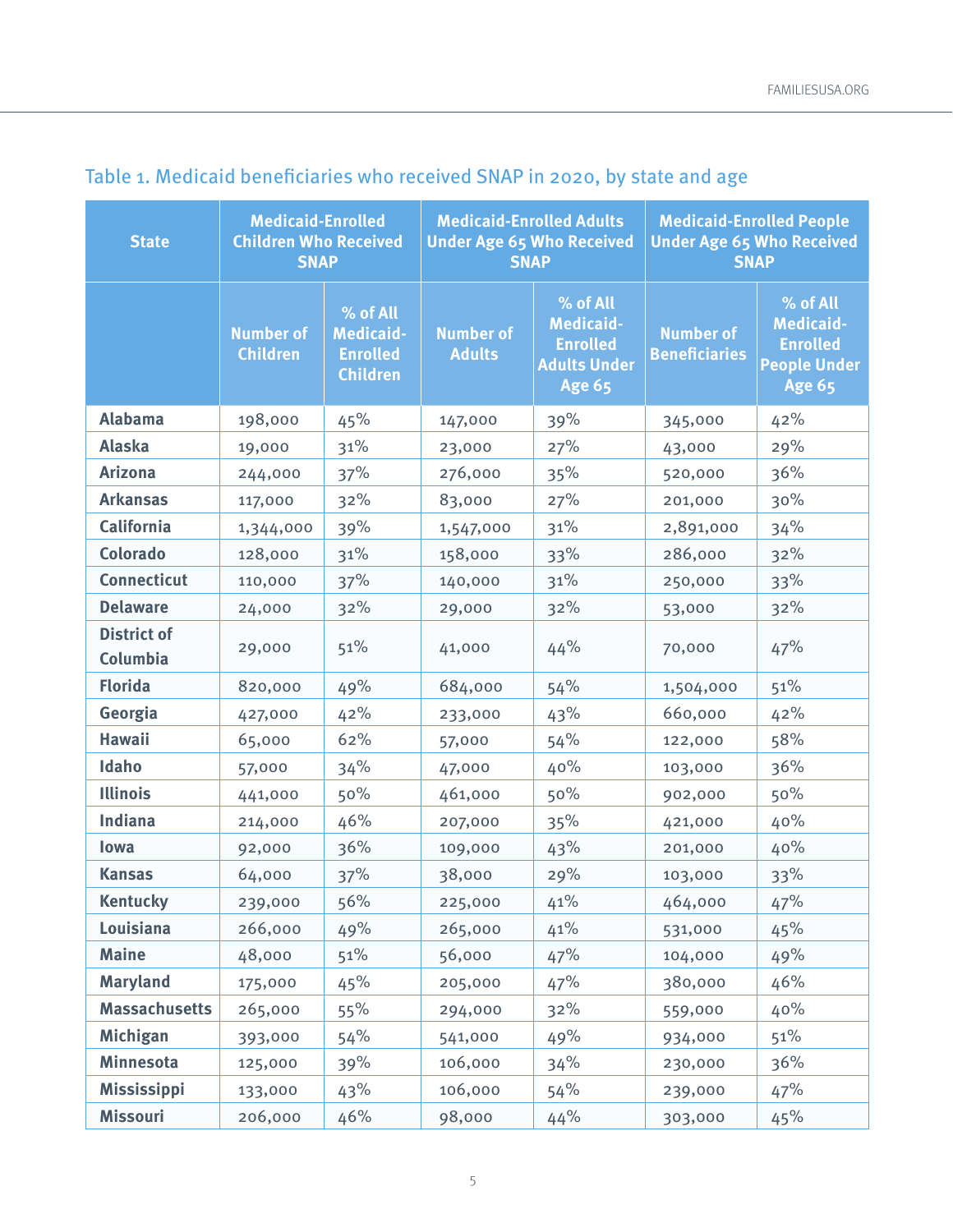### Table 1. Medicaid beneficiaries who received SNAP in 2020, by state and age

| State | Medicaid-Enrolled Children Who Received SNAP | | Medicaid-Enrolled Adults Under Age 65 Who Received SNAP | | Medicaid-Enrolled People Under Age 65 Who Received SNAP | |
|---|---|---|---|---|---|---|
| | Number of Children | % of All Medicaid-Enrolled Children | Number of Adults | % of All Medicaid-Enrolled Adults Under Age 65 | Number of Beneficiaries | % of All Medicaid-Enrolled People Under Age 65 |
| **Alabama** | 198,000 | 45% | 147,000 | 39% | 345,000 | 42% |
| **Alaska** | 19,000 | 31% | 23,000 | 27% | 43,000 | 29% |
| **Arizona** | 244,000 | 37% | 276,000 | 35% | 520,000 | 36% |
| **Arkansas** | 117,000 | 32% | 83,000 | 27% | 201,000 | 30% |
| **California** | 1,344,000 | 39% | 1,547,000 | 31% | 2,891,000 | 34% |
| **Colorado** | 128,000 | 31% | 158,000 | 33% | 286,000 | 32% |
| **Connecticut** | 110,000 | 37% | 140,000 | 31% | 250,000 | 33% |
| **Delaware** | 24,000 | 32% | 29,000 | 32% | 53,000 | 32% |
| **District of Columbia** | 29,000 | 51% | 41,000 | 44% | 70,000 | 47% |
| **Florida** | 820,000 | 49% | 684,000 | 54% | 1,504,000 | 51% |
| **Georgia** | 427,000 | 42% | 233,000 | 43% | 660,000 | 42% |
| **Hawaii** | 65,000 | 62% | 57,000 | 54% | 122,000 | 58% |
| **Idaho** | 57,000 | 34% | 47,000 | 40% | 103,000 | 36% |
| **Illinois** | 441,000 | 50% | 461,000 | 50% | 902,000 | 50% |
| **Indiana** | 214,000 | 46% | 207,000 | 35% | 421,000 | 40% |
| **Iowa** | 92,000 | 36% | 109,000 | 43% | 201,000 | 40% |
| **Kansas** | 64,000 | 37% | 38,000 | 29% | 103,000 | 33% |
| **Kentucky** | 239,000 | 56% | 225,000 | 41% | 464,000 | 47% |
| **Louisiana** | 266,000 | 49% | 265,000 | 41% | 531,000 | 45% |
| **Maine** | 48,000 | 51% | 56,000 | 47% | 104,000 | 49% |
| **Maryland** | 175,000 | 45% | 205,000 | 47% | 380,000 | 46% |
| **Massachusetts** | 265,000 | 55% | 294,000 | 32% | 559,000 | 40% |
| **Michigan** | 393,000 | 54% | 541,000 | 49% | 934,000 | 51% |
| **Minnesota** | 125,000 | 39% | 106,000 | 34% | 230,000 | 36% |
| **Mississippi** | 133,000 | 43% | 106,000 | 54% | 239,000 | 47% |
| **Missouri** | 206,000 | 46% | 98,000 | 44% | 303,000 | 45% |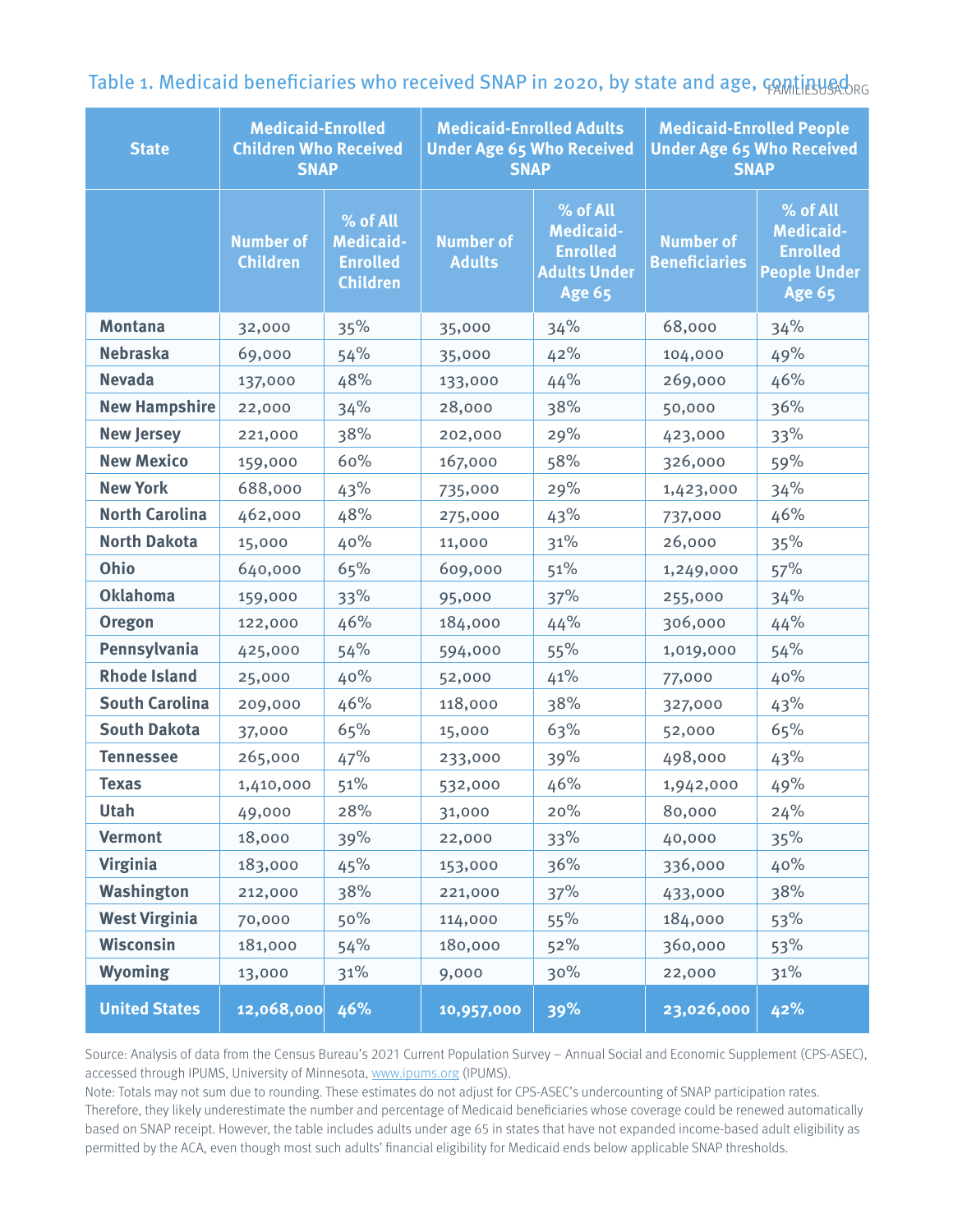Table 1. Medicaid beneficiaries who received SNAP in 2020, by state and age, continued

| State | Medicaid-Enrolled Children Who Received SNAP | | Medicaid-Enrolled Adults Under Age 65 Who Received SNAP | | Medicaid-Enrolled People Under Age 65 Who Received SNAP | |
|---|---|---|---|---|---|---|
| | Number of Children | % of All Medicaid-Enrolled Children | Number of Adults | % of All Medicaid-Enrolled Adults Under Age 65 | Number of Beneficiaries | % of All Medicaid-Enrolled People Under Age 65 |
| **Montana** | 32,000 | 35% | 35,000 | 34% | 68,000 | 34% |
| **Nebraska** | 69,000 | 54% | 35,000 | 42% | 104,000 | 49% |
| **Nevada** | 137,000 | 48% | 133,000 | 44% | 269,000 | 46% |
| **New Hampshire** | 22,000 | 34% | 28,000 | 38% | 50,000 | 36% |
| **New Jersey** | 221,000 | 38% | 202,000 | 29% | 423,000 | 33% |
| **New Mexico** | 159,000 | 60% | 167,000 | 58% | 326,000 | 59% |
| **New York** | 688,000 | 43% | 735,000 | 29% | 1,423,000 | 34% |
| **North Carolina** | 462,000 | 48% | 275,000 | 43% | 737,000 | 46% |
| **North Dakota** | 15,000 | 40% | 11,000 | 31% | 26,000 | 35% |
| **Ohio** | 640,000 | 65% | 609,000 | 51% | 1,249,000 | 57% |
| **Oklahoma** | 159,000 | 33% | 95,000 | 37% | 255,000 | 34% |
| **Oregon** | 122,000 | 46% | 184,000 | 44% | 306,000 | 44% |
| **Pennsylvania** | 425,000 | 54% | 594,000 | 55% | 1,019,000 | 54% |
| **Rhode Island** | 25,000 | 40% | 52,000 | 41% | 77,000 | 40% |
| **South Carolina** | 209,000 | 46% | 118,000 | 38% | 327,000 | 43% |
| **South Dakota** | 37,000 | 65% | 15,000 | 63% | 52,000 | 65% |
| **Tennessee** | 265,000 | 47% | 233,000 | 39% | 498,000 | 43% |
| **Texas** | 1,410,000 | 51% | 532,000 | 46% | 1,942,000 | 49% |
| **Utah** | 49,000 | 28% | 31,000 | 20% | 80,000 | 24% |
| **Vermont** | 18,000 | 39% | 22,000 | 33% | 40,000 | 35% |
| **Virginia** | 183,000 | 45% | 153,000 | 36% | 336,000 | 40% |
| **Washington** | 212,000 | 38% | 221,000 | 37% | 433,000 | 38% |
| **West Virginia** | 70,000 | 50% | 114,000 | 55% | 184,000 | 53% |
| **Wisconsin** | 181,000 | 54% | 180,000 | 52% | 360,000 | 53% |
| **Wyoming** | 13,000 | 31% | 9,000 | 30% | 22,000 | 31% |
| **United States** | **12,068,000** | **46%** | **10,957,000** | **39%** | **23,026,000** | **42%** |

Source: Analysis of data from the Census Bureau's 2021 Current Population Survey – Annual Social and Economic Supplement (CPS-ASEC), accessed through IPUMS, University of Minnesota, www.ipums.org (IPUMS).

Note: Totals may not sum due to rounding. These estimates do not adjust for CPS-ASEC's undercounting of SNAP participation rates. Therefore, they likely underestimate the number and percentage of Medicaid beneficiaries whose coverage could be renewed automatically based on SNAP receipt. However, the table includes adults under age 65 in states that have not expanded income-based adult eligibility as permitted by the ACA, even though most such adults' financial eligibility for Medicaid ends below applicable SNAP thresholds.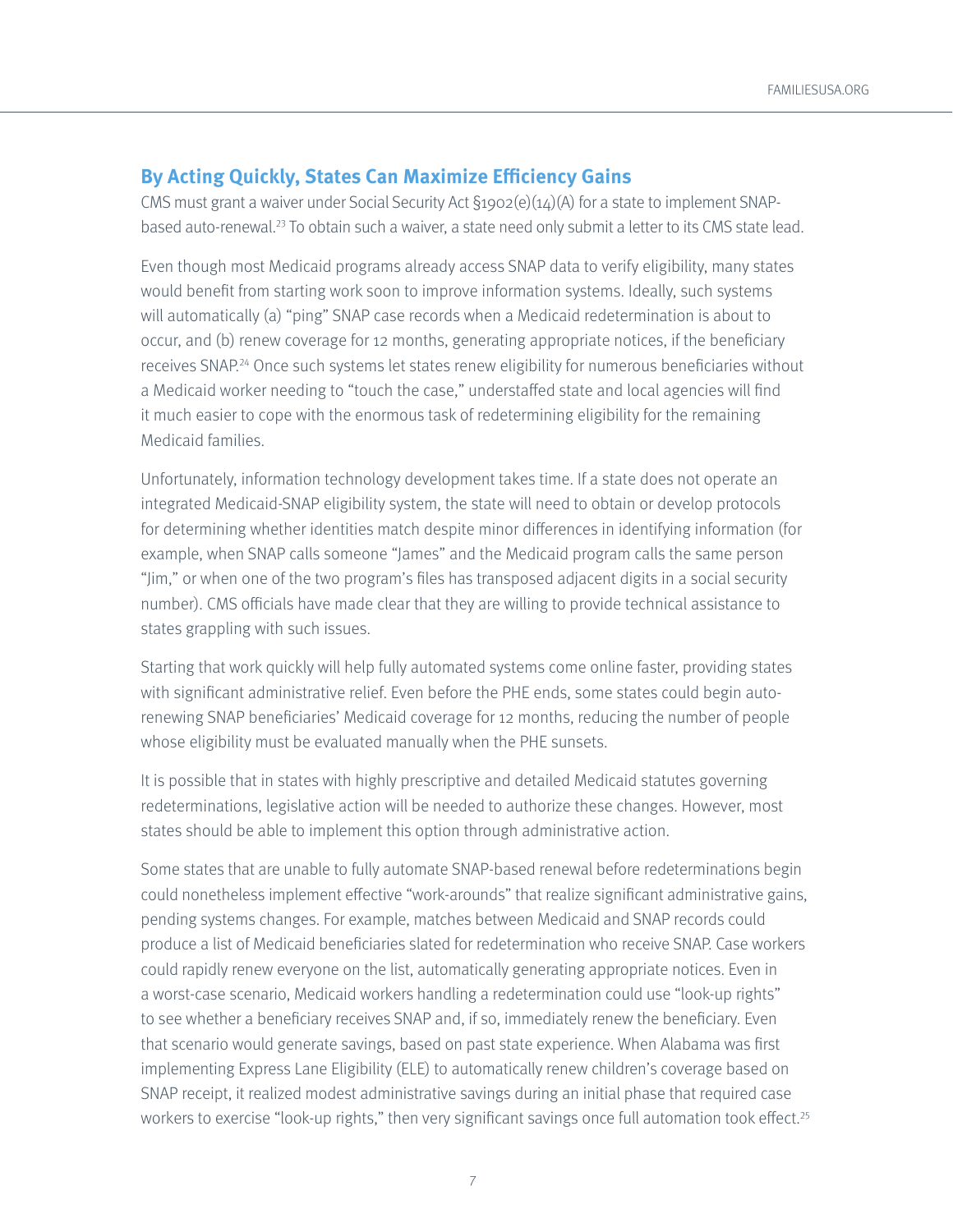## By Acting Quickly, States Can Maximize Efficiency Gains

CMS must grant a waiver under Social Security Act §1902(e)(14)(A) for a state to implement SNAP-based auto-renewal.[23] To obtain such a waiver, a state need only submit a letter to its CMS state lead.

Even though most Medicaid programs already access SNAP data to verify eligibility, many states would benefit from starting work soon to improve information systems. Ideally, such systems will automatically (a) "ping" SNAP case records when a Medicaid redetermination is about to occur, and (b) renew coverage for 12 months, generating appropriate notices, if the beneficiary receives SNAP.[24] Once such systems let states renew eligibility for numerous beneficiaries without a Medicaid worker needing to "touch the case," understaffed state and local agencies will find it much easier to cope with the enormous task of redetermining eligibility for the remaining Medicaid families.

Unfortunately, information technology development takes time. If a state does not operate an integrated Medicaid-SNAP eligibility system, the state will need to obtain or develop protocols for determining whether identities match despite minor differences in identifying information (for example, when SNAP calls someone "James" and the Medicaid program calls the same person "Jim," or when one of the two program's files has transposed adjacent digits in a social security number). CMS officials have made clear that they are willing to provide technical assistance to states grappling with such issues.

Starting that work quickly will help fully automated systems come online faster, providing states with significant administrative relief. Even before the PHE ends, some states could begin auto-renewing SNAP beneficiaries' Medicaid coverage for 12 months, reducing the number of people whose eligibility must be evaluated manually when the PHE sunsets.

It is possible that in states with highly prescriptive and detailed Medicaid statutes governing redeterminations, legislative action will be needed to authorize these changes. However, most states should be able to implement this option through administrative action.

Some states that are unable to fully automate SNAP-based renewal before redeterminations begin could nonetheless implement effective "work-arounds" that realize significant administrative gains, pending systems changes. For example, matches between Medicaid and SNAP records could produce a list of Medicaid beneficiaries slated for redetermination who receive SNAP. Case workers could rapidly renew everyone on the list, automatically generating appropriate notices. Even in a worst-case scenario, Medicaid workers handling a redetermination could use "look-up rights" to see whether a beneficiary receives SNAP and, if so, immediately renew the beneficiary. Even that scenario would generate savings, based on past state experience. When Alabama was first implementing Express Lane Eligibility (ELE) to automatically renew children's coverage based on SNAP receipt, it realized modest administrative savings during an initial phase that required case workers to exercise "look-up rights," then very significant savings once full automation took effect.[25]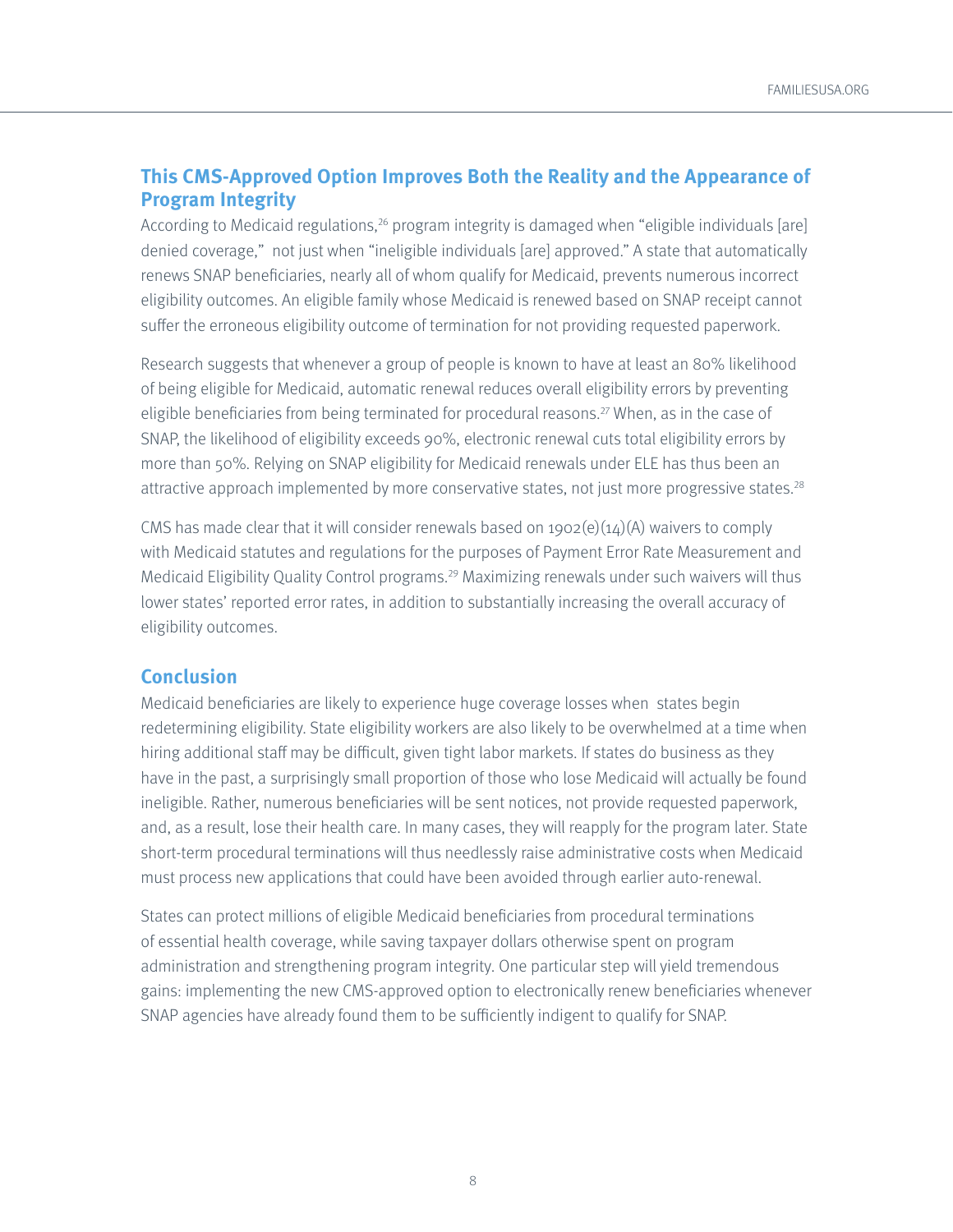## This CMS-Approved Option Improves Both the Reality and the Appearance of Program Integrity

According to Medicaid regulations,[26] program integrity is damaged when "eligible individuals [are] denied coverage," not just when "ineligible individuals [are] approved." A state that automatically renews SNAP beneficiaries, nearly all of whom qualify for Medicaid, prevents numerous incorrect eligibility outcomes. An eligible family whose Medicaid is renewed based on SNAP receipt cannot suffer the erroneous eligibility outcome of termination for not providing requested paperwork.

Research suggests that whenever a group of people is known to have at least an 80% likelihood of being eligible for Medicaid, automatic renewal reduces overall eligibility errors by preventing eligible beneficiaries from being terminated for procedural reasons.[27] When, as in the case of SNAP, the likelihood of eligibility exceeds 90%, electronic renewal cuts total eligibility errors by more than 50%. Relying on SNAP eligibility for Medicaid renewals under ELE has thus been an attractive approach implemented by more conservative states, not just more progressive states.[28]

CMS has made clear that it will consider renewals based on 1902(e)(14)(A) waivers to comply with Medicaid statutes and regulations for the purposes of Payment Error Rate Measurement and Medicaid Eligibility Quality Control programs.[29] Maximizing renewals under such waivers will thus lower states' reported error rates, in addition to substantially increasing the overall accuracy of eligibility outcomes.

## Conclusion

Medicaid beneficiaries are likely to experience huge coverage losses when states begin redetermining eligibility. State eligibility workers are also likely to be overwhelmed at a time when hiring additional staff may be difficult, given tight labor markets. If states do business as they have in the past, a surprisingly small proportion of those who lose Medicaid will actually be found ineligible. Rather, numerous beneficiaries will be sent notices, not provide requested paperwork, and, as a result, lose their health care. In many cases, they will reapply for the program later. State short-term procedural terminations will thus needlessly raise administrative costs when Medicaid must process new applications that could have been avoided through earlier auto-renewal.

States can protect millions of eligible Medicaid beneficiaries from procedural terminations of essential health coverage, while saving taxpayer dollars otherwise spent on program administration and strengthening program integrity. One particular step will yield tremendous gains: implementing the new CMS-approved option to electronically renew beneficiaries whenever SNAP agencies have already found them to be sufficiently indigent to qualify for SNAP.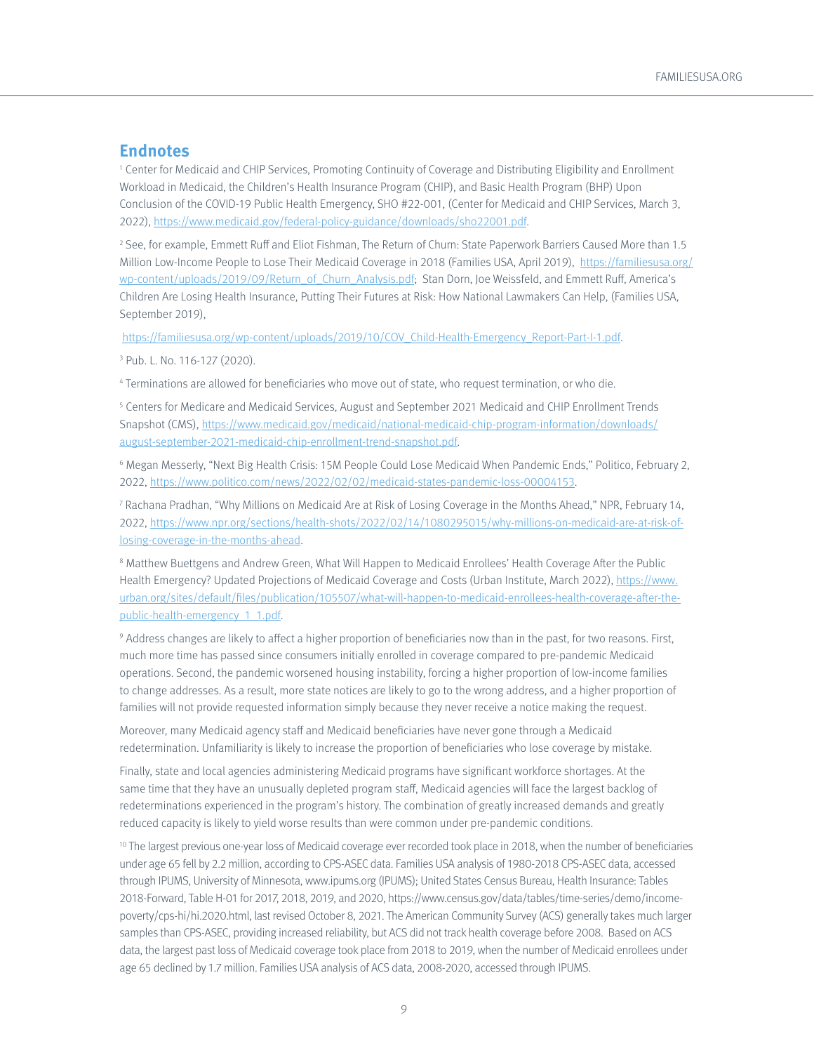## Endnotes

[1] Center for Medicaid and CHIP Services, Promoting Continuity of Coverage and Distributing Eligibility and Enrollment Workload in Medicaid, the Children's Health Insurance Program (CHIP), and Basic Health Program (BHP) Upon Conclusion of the COVID-19 Public Health Emergency, SHO #22-001, (Center for Medicaid and CHIP Services, March 3, 2022), https://www.medicaid.gov/federal-policy-guidance/downloads/sho22001.pdf.

[2] See, for example, Emmett Ruff and Eliot Fishman, The Return of Churn: State Paperwork Barriers Caused More than 1.5 Million Low-Income People to Lose Their Medicaid Coverage in 2018 (Families USA, April 2019), https://familiesusa.org/wp-content/uploads/2019/09/Return_of_Churn_Analysis.pdf; Stan Dorn, Joe Weissfeld, and Emmett Ruff, America's Children Are Losing Health Insurance, Putting Their Futures at Risk: How National Lawmakers Can Help, (Families USA, September 2019),

https://familiesusa.org/wp-content/uploads/2019/10/COV_Child-Health-Emergency_Report-Part-I-1.pdf.

[3] Pub. L. No. 116-127 (2020).

[4] Terminations are allowed for beneficiaries who move out of state, who request termination, or who die.

[5] Centers for Medicare and Medicaid Services, August and September 2021 Medicaid and CHIP Enrollment Trends Snapshot (CMS), https://www.medicaid.gov/medicaid/national-medicaid-chip-program-information/downloads/august-september-2021-medicaid-chip-enrollment-trend-snapshot.pdf.

[6] Megan Messerly, "Next Big Health Crisis: 15M People Could Lose Medicaid When Pandemic Ends," Politico, February 2, 2022, https://www.politico.com/news/2022/02/02/medicaid-states-pandemic-loss-00004153.

[7] Rachana Pradhan, "Why Millions on Medicaid Are at Risk of Losing Coverage in the Months Ahead," NPR, February 14, 2022, https://www.npr.org/sections/health-shots/2022/02/14/1080295015/why-millions-on-medicaid-are-at-risk-of-losing-coverage-in-the-months-ahead.

[8] Matthew Buettgens and Andrew Green, What Will Happen to Medicaid Enrollees' Health Coverage After the Public Health Emergency? Updated Projections of Medicaid Coverage and Costs (Urban Institute, March 2022), https://www.urban.org/sites/default/files/publication/105507/what-will-happen-to-medicaid-enrollees-health-coverage-after-the-public-health-emergency_1_1.pdf.

[9] Address changes are likely to affect a higher proportion of beneficiaries now than in the past, for two reasons. First, much more time has passed since consumers initially enrolled in coverage compared to pre-pandemic Medicaid operations. Second, the pandemic worsened housing instability, forcing a higher proportion of low-income families to change addresses. As a result, more state notices are likely to go to the wrong address, and a higher proportion of families will not provide requested information simply because they never receive a notice making the request.

Moreover, many Medicaid agency staff and Medicaid beneficiaries have never gone through a Medicaid redetermination. Unfamiliarity is likely to increase the proportion of beneficiaries who lose coverage by mistake.

Finally, state and local agencies administering Medicaid programs have significant workforce shortages. At the same time that they have an unusually depleted program staff, Medicaid agencies will face the largest backlog of redeterminations experienced in the program's history. The combination of greatly increased demands and greatly reduced capacity is likely to yield worse results than were common under pre-pandemic conditions.

[10] The largest previous one-year loss of Medicaid coverage ever recorded took place in 2018, when the number of beneficiaries under age 65 fell by 2.2 million, according to CPS-ASEC data. Families USA analysis of 1980-2018 CPS-ASEC data, accessed through IPUMS, University of Minnesota, www.ipums.org (IPUMS); United States Census Bureau, Health Insurance: Tables 2018-Forward, Table H-01 for 2017, 2018, 2019, and 2020, https://www.census.gov/data/tables/time-series/demo/income-poverty/cps-hi/hi.2020.html, last revised October 8, 2021. The American Community Survey (ACS) generally takes much larger samples than CPS-ASEC, providing increased reliability, but ACS did not track health coverage before 2008. Based on ACS data, the largest past loss of Medicaid coverage took place from 2018 to 2019, when the number of Medicaid enrollees under age 65 declined by 1.7 million. Families USA analysis of ACS data, 2008-2020, accessed through IPUMS.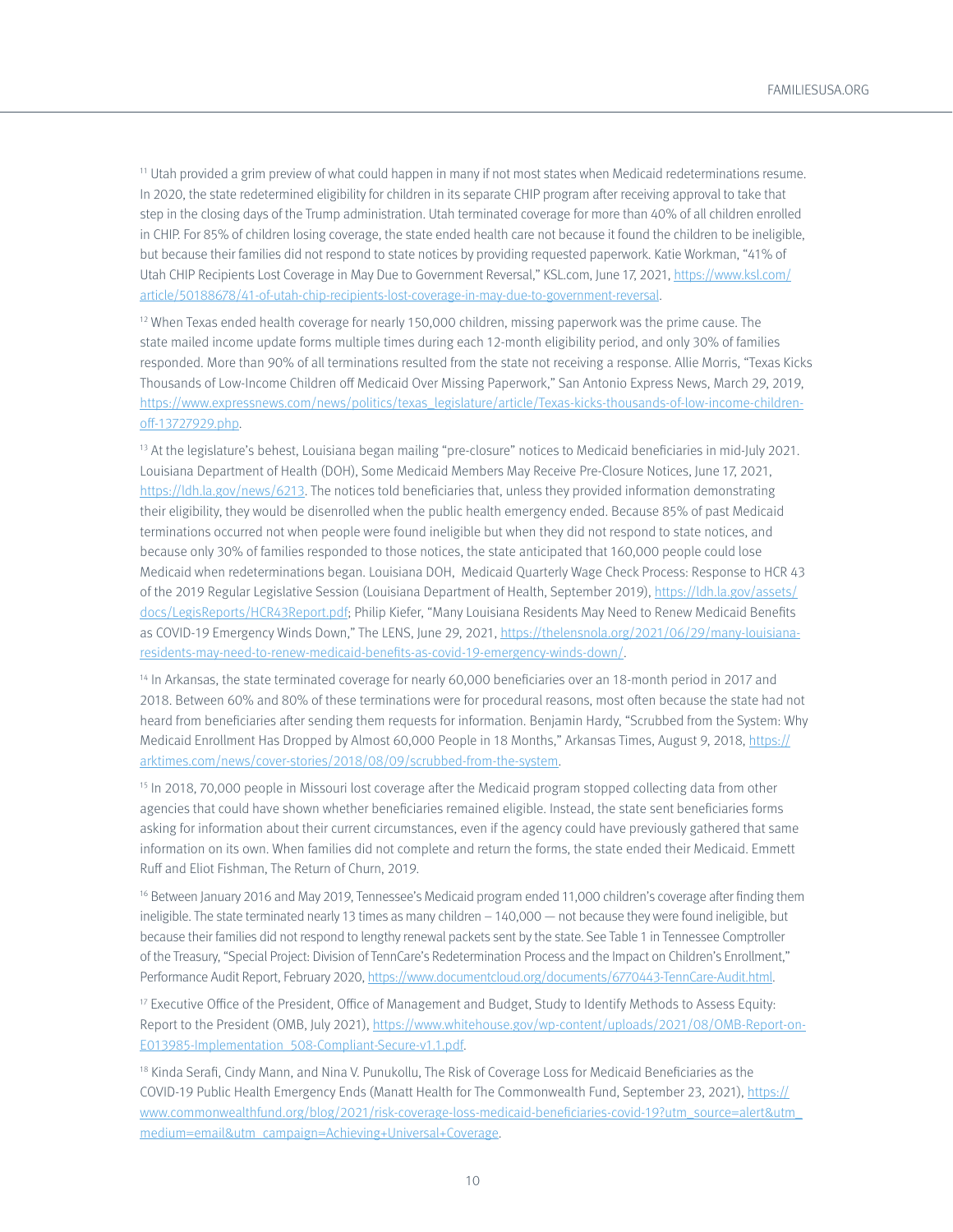[11] Utah provided a grim preview of what could happen in many if not most states when Medicaid redeterminations resume. In 2020, the state redetermined eligibility for children in its separate CHIP program after receiving approval to take that step in the closing days of the Trump administration. Utah terminated coverage for more than 40% of all children enrolled in CHIP. For 85% of children losing coverage, the state ended health care not because it found the children to be ineligible, but because their families did not respond to state notices by providing requested paperwork. Katie Workman, "41% of Utah CHIP Recipients Lost Coverage in May Due to Government Reversal," KSL.com, June 17, 2021, https://www.ksl.com/article/50188678/41-of-utah-chip-recipients-lost-coverage-in-may-due-to-government-reversal.

[12] When Texas ended health coverage for nearly 150,000 children, missing paperwork was the prime cause. The state mailed income update forms multiple times during each 12-month eligibility period, and only 30% of families responded. More than 90% of all terminations resulted from the state not receiving a response. Allie Morris, "Texas Kicks Thousands of Low-Income Children off Medicaid Over Missing Paperwork," San Antonio Express News, March 29, 2019, https://www.expressnews.com/news/politics/texas_legislature/article/Texas-kicks-thousands-of-low-income-children-off-13727929.php.

[13] At the legislature's behest, Louisiana began mailing "pre-closure" notices to Medicaid beneficiaries in mid-July 2021. Louisiana Department of Health (DOH), Some Medicaid Members May Receive Pre-Closure Notices, June 17, 2021, https://ldh.la.gov/news/6213. The notices told beneficiaries that, unless they provided information demonstrating their eligibility, they would be disenrolled when the public health emergency ended. Because 85% of past Medicaid terminations occurred not when people were found ineligible but when they did not respond to state notices, and because only 30% of families responded to those notices, the state anticipated that 160,000 people could lose Medicaid when redeterminations began. Louisiana DOH, Medicaid Quarterly Wage Check Process: Response to HCR 43 of the 2019 Regular Legislative Session (Louisiana Department of Health, September 2019), https://ldh.la.gov/assets/docs/LegisReports/HCR43Report.pdf; Philip Kiefer, "Many Louisiana Residents May Need to Renew Medicaid Benefits as COVID-19 Emergency Winds Down," The LENS, June 29, 2021, https://thelensnola.org/2021/06/29/many-louisiana-residents-may-need-to-renew-medicaid-benefits-as-covid-19-emergency-winds-down/.

[14] In Arkansas, the state terminated coverage for nearly 60,000 beneficiaries over an 18-month period in 2017 and 2018. Between 60% and 80% of these terminations were for procedural reasons, most often because the state had not heard from beneficiaries after sending them requests for information. Benjamin Hardy, "Scrubbed from the System: Why Medicaid Enrollment Has Dropped by Almost 60,000 People in 18 Months," Arkansas Times, August 9, 2018, https://arktimes.com/news/cover-stories/2018/08/09/scrubbed-from-the-system.

[15] In 2018, 70,000 people in Missouri lost coverage after the Medicaid program stopped collecting data from other agencies that could have shown whether beneficiaries remained eligible. Instead, the state sent beneficiaries forms asking for information about their current circumstances, even if the agency could have previously gathered that same information on its own. When families did not complete and return the forms, the state ended their Medicaid. Emmett Ruff and Eliot Fishman, The Return of Churn, 2019.

[16] Between January 2016 and May 2019, Tennessee's Medicaid program ended 11,000 children's coverage after finding them ineligible. The state terminated nearly 13 times as many children – 140,000 — not because they were found ineligible, but because their families did not respond to lengthy renewal packets sent by the state. See Table 1 in Tennessee Comptroller of the Treasury, "Special Project: Division of TennCare's Redetermination Process and the Impact on Children's Enrollment," Performance Audit Report, February 2020, https://www.documentcloud.org/documents/6770443-TennCare-Audit.html.

[17] Executive Office of the President, Office of Management and Budget, Study to Identify Methods to Assess Equity: Report to the President (OMB, July 2021), https://www.whitehouse.gov/wp-content/uploads/2021/08/OMB-Report-on-E013985-Implementation_508-Compliant-Secure-v1.1.pdf.

[18] Kinda Serafi, Cindy Mann, and Nina V. Punukollu, The Risk of Coverage Loss for Medicaid Beneficiaries as the COVID-19 Public Health Emergency Ends (Manatt Health for The Commonwealth Fund, September 23, 2021), https://www.commonwealthfund.org/blog/2021/risk-coverage-loss-medicaid-beneficiaries-covid-19?utm_source=alert&utm_medium=email&utm_campaign=Achieving+Universal+Coverage.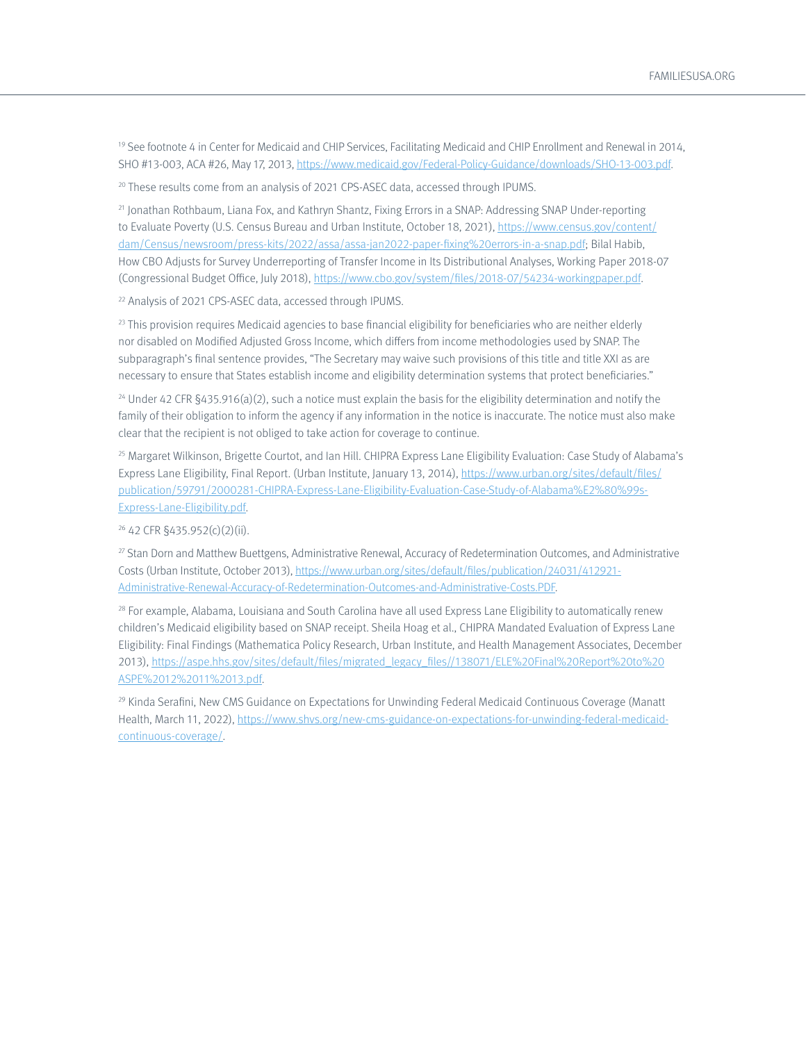[19] See footnote 4 in Center for Medicaid and CHIP Services, Facilitating Medicaid and CHIP Enrollment and Renewal in 2014, SHO #13-003, ACA #26, May 17, 2013, https://www.medicaid.gov/Federal-Policy-Guidance/downloads/SHO-13-003.pdf.

[20] These results come from an analysis of 2021 CPS-ASEC data, accessed through IPUMS.

[21] Jonathan Rothbaum, Liana Fox, and Kathryn Shantz, Fixing Errors in a SNAP: Addressing SNAP Under-reporting to Evaluate Poverty (U.S. Census Bureau and Urban Institute, October 18, 2021), https://www.census.gov/content/dam/Census/newsroom/press-kits/2022/assa/assa-jan2022-paper-fixing%20errors-in-a-snap.pdf; Bilal Habib, How CBO Adjusts for Survey Underreporting of Transfer Income in Its Distributional Analyses, Working Paper 2018-07 (Congressional Budget Office, July 2018), https://www.cbo.gov/system/files/2018-07/54234-workingpaper.pdf.

[22] Analysis of 2021 CPS-ASEC data, accessed through IPUMS.

[23] This provision requires Medicaid agencies to base financial eligibility for beneficiaries who are neither elderly nor disabled on Modified Adjusted Gross Income, which differs from income methodologies used by SNAP. The subparagraph's final sentence provides, "The Secretary may waive such provisions of this title and title XXI as are necessary to ensure that States establish income and eligibility determination systems that protect beneficiaries."

[24] Under 42 CFR §435.916(a)(2), such a notice must explain the basis for the eligibility determination and notify the family of their obligation to inform the agency if any information in the notice is inaccurate. The notice must also make clear that the recipient is not obliged to take action for coverage to continue.

[25] Margaret Wilkinson, Brigette Courtot, and Ian Hill. CHIPRA Express Lane Eligibility Evaluation: Case Study of Alabama's Express Lane Eligibility, Final Report. (Urban Institute, January 13, 2014), https://www.urban.org/sites/default/files/publication/59791/2000281-CHIPRA-Express-Lane-Eligibility-Evaluation-Case-Study-of-Alabama%E2%80%99s-Express-Lane-Eligibility.pdf.

[26] 42 CFR §435.952(c)(2)(ii).

[27] Stan Dorn and Matthew Buettgens, Administrative Renewal, Accuracy of Redetermination Outcomes, and Administrative Costs (Urban Institute, October 2013), https://www.urban.org/sites/default/files/publication/24031/412921-Administrative-Renewal-Accuracy-of-Redetermination-Outcomes-and-Administrative-Costs.PDF.

[28] For example, Alabama, Louisiana and South Carolina have all used Express Lane Eligibility to automatically renew children's Medicaid eligibility based on SNAP receipt. Sheila Hoag et al., CHIPRA Mandated Evaluation of Express Lane Eligibility: Final Findings (Mathematica Policy Research, Urban Institute, and Health Management Associates, December 2013), https://aspe.hhs.gov/sites/default/files/migrated_legacy_files//138071/ELE%20Final%20Report%20to%20ASPE%2012%2011%2013.pdf.

[29] Kinda Serafini, New CMS Guidance on Expectations for Unwinding Federal Medicaid Continuous Coverage (Manatt Health, March 11, 2022), https://www.shvs.org/new-cms-guidance-on-expectations-for-unwinding-federal-medicaid-continuous-coverage/.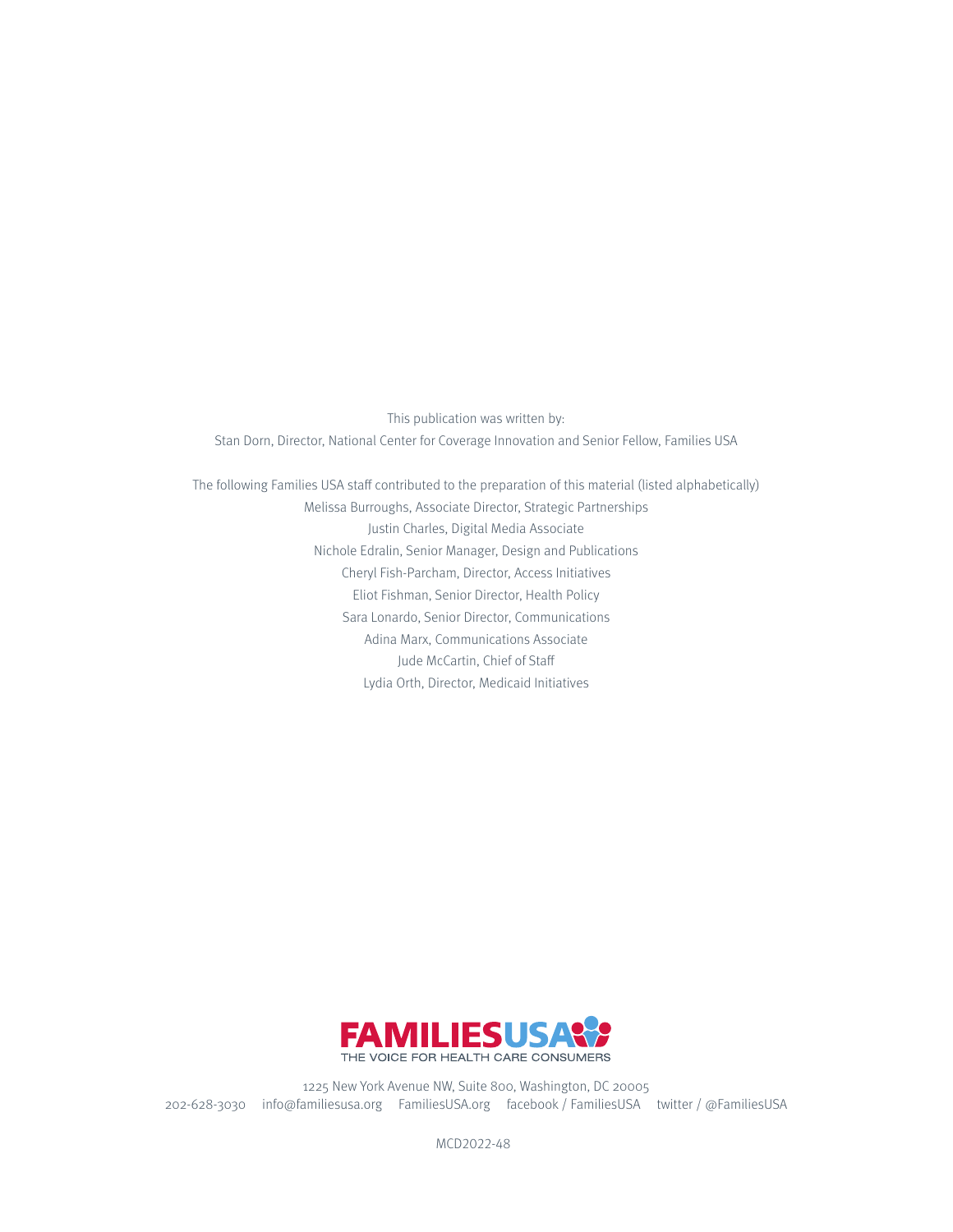This publication was written by:

Stan Dorn, Director, National Center for Coverage Innovation and Senior Fellow, Families USA

The following Families USA staff contributed to the preparation of this material (listed alphabetically)

Melissa Burroughs, Associate Director, Strategic Partnerships
Justin Charles, Digital Media Associate
Nichole Edralin, Senior Manager, Design and Publications
Cheryl Fish-Parcham, Director, Access Initiatives
Eliot Fishman, Senior Director, Health Policy
Sara Lonardo, Senior Director, Communications
Adina Marx, Communications Associate
Jude McCartin, Chief of Staff
Lydia Orth, Director, Medicaid Initiatives

FAMILIESUSA
THE VOICE FOR HEALTH CARE CONSUMERS

1225 New York Avenue NW, Suite 800, Washington, DC 20005
202-628-3030 info@familiesusa.org FamiliesUSA.org facebook / FamiliesUSA twitter / @FamiliesUSA

MCD2022-48